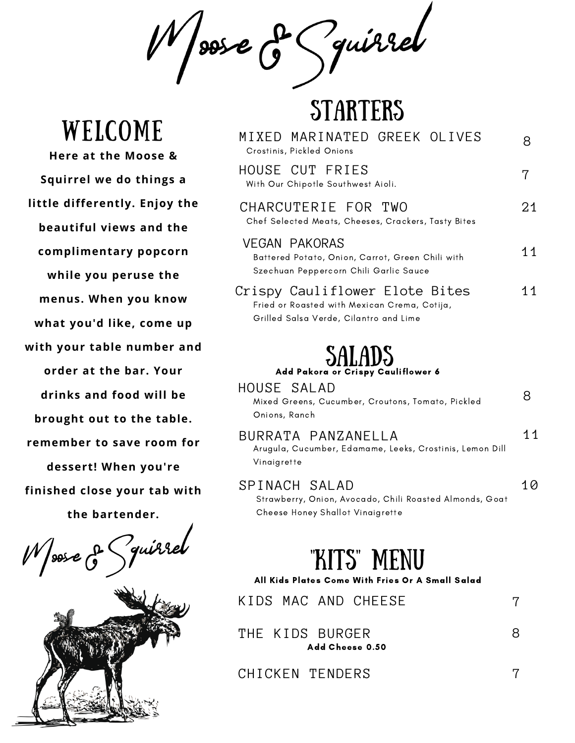# Moose & Squirrel

## WELCOME

**Here at the Moose & Squirrel we do things a little differently. Enjoy the beautiful views and the complimentary popcorn while you peruse the menus. When you know what you'd like, come up with your table number and order at the bar. Your drinks and food will be brought out to the table. remember to save room for dessert! When you're finished close your tab with the bartender.**

Moose & Squirrel

## STARTERS

MIXED MARINATED GREEK OLIVES — 8
Crostinis, Pickled Onions

HOUSE CUT FRIES — 7
With Our Chipotle Southwest Aioli.

CHARCUTERIE FOR TWO — 21
Chef Selected Meats, Cheeses, Crackers, Tasty Bites

VEGAN PAKORAS — 11
Battered Potato, Onion, Carrot, Green Chili with Szechuan Peppercorn Chili Garlic Sauce

Crispy Cauliflower Elote Bites — 11
Fried or Roasted with Mexican Crema, Cotija, Grilled Salsa Verde, Cilantro and Lime

## SALADS

**Add Pakora or Crispy Cauliflower 6**

HOUSE SALAD — 8
Mixed Greens, Cucumber, Croutons, Tomato, Pickled Onions, Ranch

BURRATA PANZANELLA — 11
Arugula, Cucumber, Edamame, Leeks, Crostinis, Lemon Dill Vinaigrette

SPINACH SALAD — 10
Strawberry, Onion, Avocado, Chili Roasted Almonds, Goat Cheese Honey Shallot Vinaigrette

## "KITS" MENU

**All Kids Plates Come With Fries Or A Small Salad**

KIDS MAC AND CHEESE — 7

THE KIDS BURGER — 8
**Add Cheese 0.50**

CHICKEN TENDERS — 7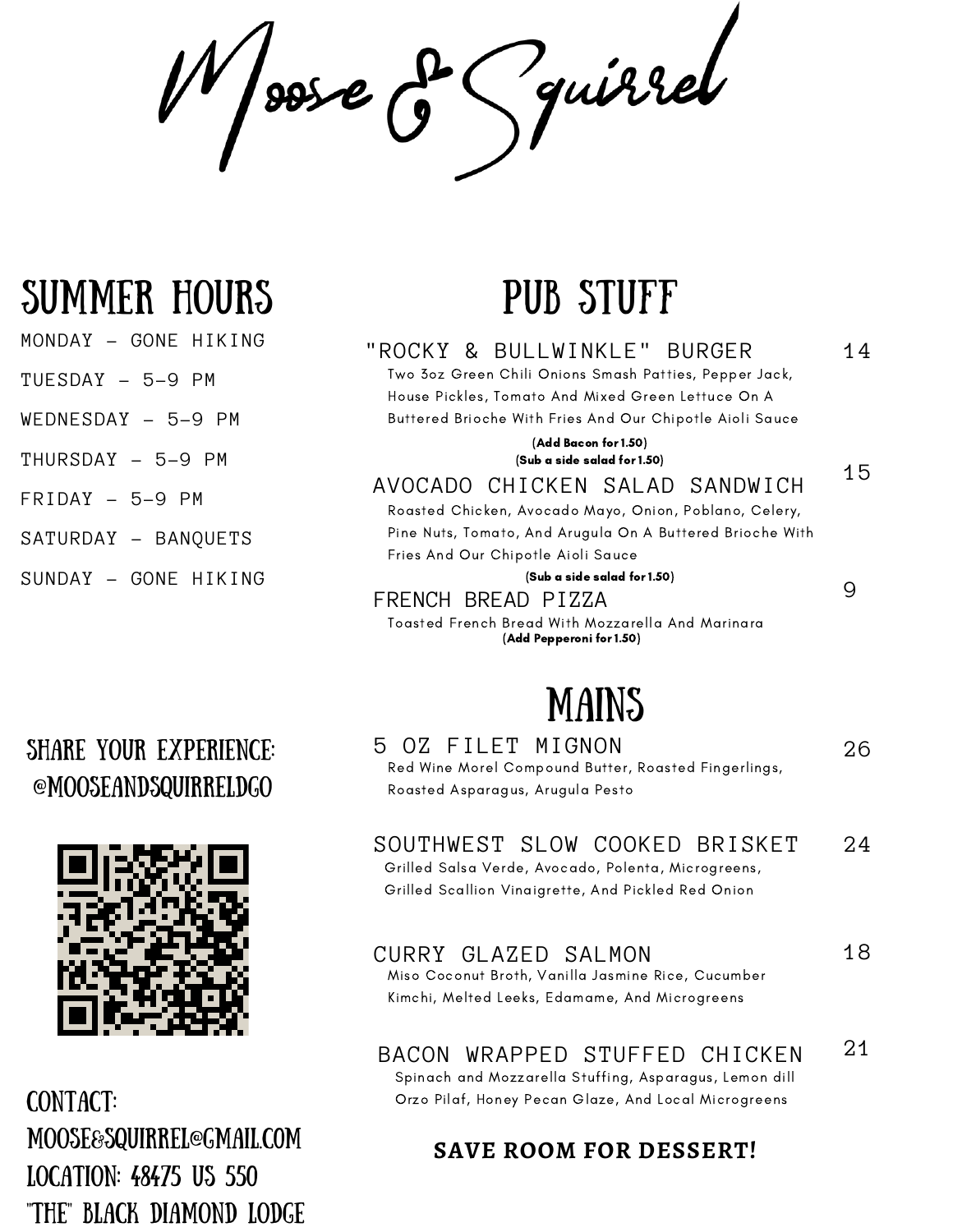# Moose & Squirrel

## SUMMER HOURS

MONDAY – GONE HIKING

TUESDAY – 5-9 PM

WEDNESDAY – 5-9 PM

THURSDAY – 5-9 PM

FRIDAY – 5-9 PM

SATURDAY – BANQUETS

SUNDAY – GONE HIKING

## PUB STUFF

"ROCKY & BULLWINKLE" BURGER — 14

Two 3oz Green Chili Onions Smash Patties, Pepper Jack, House Pickles, Tomato And Mixed Green Lettuce On A Buttered Brioche With Fries And Our Chipotle Aioli Sauce

**(Add Bacon for 1.50)**
**(Sub a side salad for 1.50)**

AVOCADO CHICKEN SALAD SANDWICH — 15

Roasted Chicken, Avocado Mayo, Onion, Poblano, Celery, Pine Nuts, Tomato, And Arugula On A Buttered Brioche With Fries And Our Chipotle Aioli Sauce

**(Sub a side salad for 1.50)**

FRENCH BREAD PIZZA — 9

Toasted French Bread With Mozzarella And Marinara

**(Add Pepperoni for 1.50)**

## MAINS

5 OZ FILET MIGNON — 26

Red Wine Morel Compound Butter, Roasted Fingerlings, Roasted Asparagus, Arugula Pesto

SOUTHWEST SLOW COOKED BRISKET — 24

Grilled Salsa Verde, Avocado, Polenta, Microgreens, Grilled Scallion Vinaigrette, And Pickled Red Onion

CURRY GLAZED SALMON — 18

Miso Coconut Broth, Vanilla Jasmine Rice, Cucumber Kimchi, Melted Leeks, Edamame, And Microgreens

BACON WRAPPED STUFFED CHICKEN — 21

Spinach and Mozzarella Stuffing, Asparagus, Lemon dill Orzo Pilaf, Honey Pecan Glaze, And Local Microgreens

**SAVE ROOM FOR DESSERT!**

## SHARE YOUR EXPERIENCE: @MOOSEANDSQUIRRELDGO

CONTACT: MOOSE&SQUIRREL@GMAIL.COM
LOCATION: 48475 US 550
"THE" BLACK DIAMOND LODGE